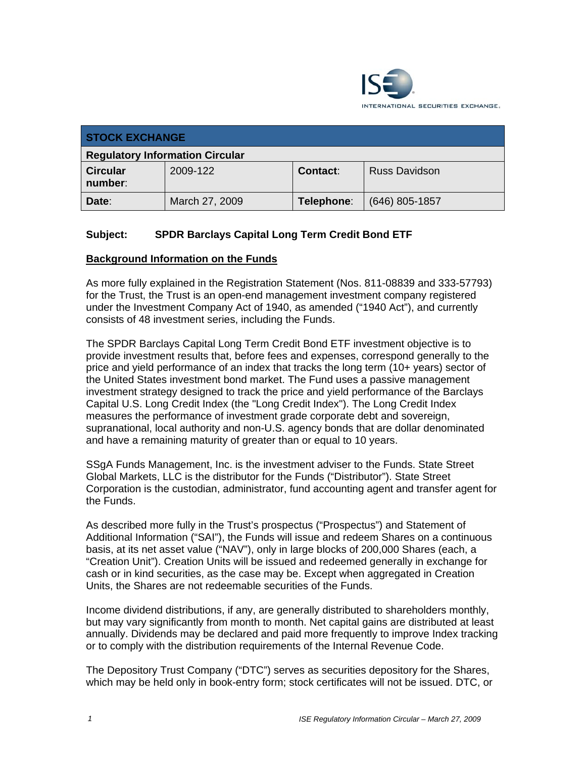| STOCK EXCHANGE | | | |
|---|---|---|---|
| **Regulatory Information Circular** | | | |
| **Circular number:** | 2009-122 | **Contact:** | Russ Davidson |
| **Date:** | March 27, 2009 | **Telephone:** | (646) 805-1857 |

**Subject: SPDR Barclays Capital Long Term Credit Bond ETF**

## Background Information on the Funds

As more fully explained in the Registration Statement (Nos. 811-08839 and 333-57793) for the Trust, the Trust is an open-end management investment company registered under the Investment Company Act of 1940, as amended ("1940 Act"), and currently consists of 48 investment series, including the Funds.

The SPDR Barclays Capital Long Term Credit Bond ETF investment objective is to provide investment results that, before fees and expenses, correspond generally to the price and yield performance of an index that tracks the long term (10+ years) sector of the United States investment bond market. The Fund uses a passive management investment strategy designed to track the price and yield performance of the Barclays Capital U.S. Long Credit Index (the "Long Credit Index"). The Long Credit Index measures the performance of investment grade corporate debt and sovereign, supranational, local authority and non-U.S. agency bonds that are dollar denominated and have a remaining maturity of greater than or equal to 10 years.

SSgA Funds Management, Inc. is the investment adviser to the Funds. State Street Global Markets, LLC is the distributor for the Funds ("Distributor"). State Street Corporation is the custodian, administrator, fund accounting agent and transfer agent for the Funds.

As described more fully in the Trust's prospectus ("Prospectus") and Statement of Additional Information ("SAI"), the Funds will issue and redeem Shares on a continuous basis, at its net asset value ("NAV"), only in large blocks of 200,000 Shares (each, a "Creation Unit"). Creation Units will be issued and redeemed generally in exchange for cash or in kind securities, as the case may be. Except when aggregated in Creation Units, the Shares are not redeemable securities of the Funds.

Income dividend distributions, if any, are generally distributed to shareholders monthly, but may vary significantly from month to month. Net capital gains are distributed at least annually. Dividends may be declared and paid more frequently to improve Index tracking or to comply with the distribution requirements of the Internal Revenue Code.

The Depository Trust Company ("DTC") serves as securities depository for the Shares, which may be held only in book-entry form; stock certificates will not be issued. DTC, or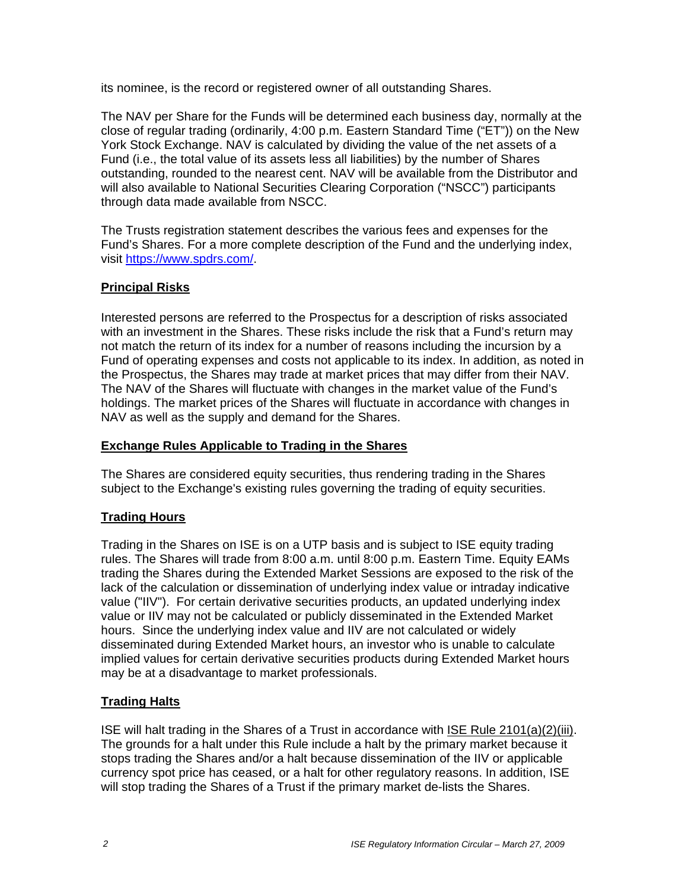its nominee, is the record or registered owner of all outstanding Shares.

The NAV per Share for the Funds will be determined each business day, normally at the close of regular trading (ordinarily, 4:00 p.m. Eastern Standard Time ("ET")) on the New York Stock Exchange. NAV is calculated by dividing the value of the net assets of a Fund (i.e., the total value of its assets less all liabilities) by the number of Shares outstanding, rounded to the nearest cent. NAV will be available from the Distributor and will also available to National Securities Clearing Corporation ("NSCC") participants through data made available from NSCC.

The Trusts registration statement describes the various fees and expenses for the Fund's Shares. For a more complete description of the Fund and the underlying index, visit https://www.spdrs.com/.

## Principal Risks

Interested persons are referred to the Prospectus for a description of risks associated with an investment in the Shares. These risks include the risk that a Fund's return may not match the return of its index for a number of reasons including the incursion by a Fund of operating expenses and costs not applicable to its index. In addition, as noted in the Prospectus, the Shares may trade at market prices that may differ from their NAV. The NAV of the Shares will fluctuate with changes in the market value of the Fund's holdings. The market prices of the Shares will fluctuate in accordance with changes in NAV as well as the supply and demand for the Shares.

## Exchange Rules Applicable to Trading in the Shares

The Shares are considered equity securities, thus rendering trading in the Shares subject to the Exchange's existing rules governing the trading of equity securities.

## Trading Hours

Trading in the Shares on ISE is on a UTP basis and is subject to ISE equity trading rules. The Shares will trade from 8:00 a.m. until 8:00 p.m. Eastern Time. Equity EAMs trading the Shares during the Extended Market Sessions are exposed to the risk of the lack of the calculation or dissemination of underlying index value or intraday indicative value ("IIV"). For certain derivative securities products, an updated underlying index value or IIV may not be calculated or publicly disseminated in the Extended Market hours. Since the underlying index value and IIV are not calculated or widely disseminated during Extended Market hours, an investor who is unable to calculate implied values for certain derivative securities products during Extended Market hours may be at a disadvantage to market professionals.

## Trading Halts

ISE will halt trading in the Shares of a Trust in accordance with ISE Rule 2101(a)(2)(iii). The grounds for a halt under this Rule include a halt by the primary market because it stops trading the Shares and/or a halt because dissemination of the IIV or applicable currency spot price has ceased, or a halt for other regulatory reasons. In addition, ISE will stop trading the Shares of a Trust if the primary market de-lists the Shares.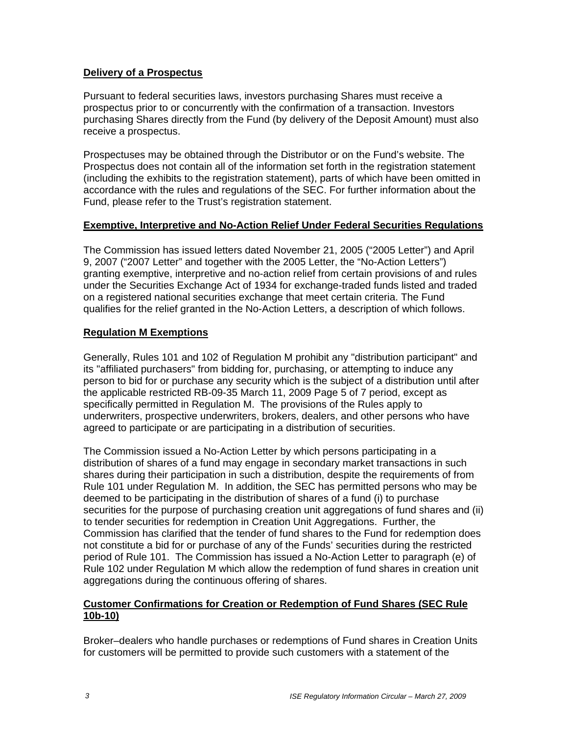## Delivery of a Prospectus

Pursuant to federal securities laws, investors purchasing Shares must receive a prospectus prior to or concurrently with the confirmation of a transaction. Investors purchasing Shares directly from the Fund (by delivery of the Deposit Amount) must also receive a prospectus.

Prospectuses may be obtained through the Distributor or on the Fund's website. The Prospectus does not contain all of the information set forth in the registration statement (including the exhibits to the registration statement), parts of which have been omitted in accordance with the rules and regulations of the SEC. For further information about the Fund, please refer to the Trust's registration statement.

## Exemptive, Interpretive and No-Action Relief Under Federal Securities Regulations

The Commission has issued letters dated November 21, 2005 ("2005 Letter") and April 9, 2007 ("2007 Letter" and together with the 2005 Letter, the "No-Action Letters") granting exemptive, interpretive and no-action relief from certain provisions of and rules under the Securities Exchange Act of 1934 for exchange-traded funds listed and traded on a registered national securities exchange that meet certain criteria. The Fund qualifies for the relief granted in the No-Action Letters, a description of which follows.

## Regulation M Exemptions

Generally, Rules 101 and 102 of Regulation M prohibit any "distribution participant" and its "affiliated purchasers" from bidding for, purchasing, or attempting to induce any person to bid for or purchase any security which is the subject of a distribution until after the applicable restricted RB-09-35 March 11, 2009 Page 5 of 7 period, except as specifically permitted in Regulation M. The provisions of the Rules apply to underwriters, prospective underwriters, brokers, dealers, and other persons who have agreed to participate or are participating in a distribution of securities.

The Commission issued a No-Action Letter by which persons participating in a distribution of shares of a fund may engage in secondary market transactions in such shares during their participation in such a distribution, despite the requirements of from Rule 101 under Regulation M. In addition, the SEC has permitted persons who may be deemed to be participating in the distribution of shares of a fund (i) to purchase securities for the purpose of purchasing creation unit aggregations of fund shares and (ii) to tender securities for redemption in Creation Unit Aggregations. Further, the Commission has clarified that the tender of fund shares to the Fund for redemption does not constitute a bid for or purchase of any of the Funds' securities during the restricted period of Rule 101. The Commission has issued a No-Action Letter to paragraph (e) of Rule 102 under Regulation M which allow the redemption of fund shares in creation unit aggregations during the continuous offering of shares.

## Customer Confirmations for Creation or Redemption of Fund Shares (SEC Rule 10b-10)

Broker–dealers who handle purchases or redemptions of Fund shares in Creation Units for customers will be permitted to provide such customers with a statement of the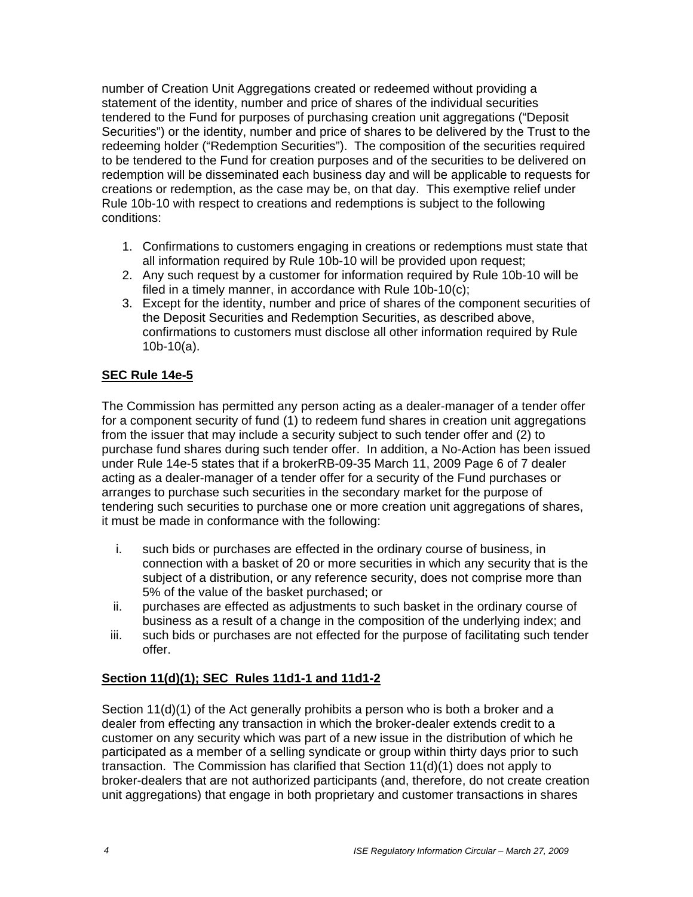number of Creation Unit Aggregations created or redeemed without providing a statement of the identity, number and price of shares of the individual securities tendered to the Fund for purposes of purchasing creation unit aggregations ("Deposit Securities") or the identity, number and price of shares to be delivered by the Trust to the redeeming holder ("Redemption Securities"). The composition of the securities required to be tendered to the Fund for creation purposes and of the securities to be delivered on redemption will be disseminated each business day and will be applicable to requests for creations or redemption, as the case may be, on that day. This exemptive relief under Rule 10b-10 with respect to creations and redemptions is subject to the following conditions:

1. Confirmations to customers engaging in creations or redemptions must state that all information required by Rule 10b-10 will be provided upon request;
2. Any such request by a customer for information required by Rule 10b-10 will be filed in a timely manner, in accordance with Rule 10b-10(c);
3. Except for the identity, number and price of shares of the component securities of the Deposit Securities and Redemption Securities, as described above, confirmations to customers must disclose all other information required by Rule 10b-10(a).

**SEC Rule 14e-5**

The Commission has permitted any person acting as a dealer-manager of a tender offer for a component security of fund (1) to redeem fund shares in creation unit aggregations from the issuer that may include a security subject to such tender offer and (2) to purchase fund shares during such tender offer. In addition, a No-Action has been issued under Rule 14e-5 states that if a brokerRB-09-35 March 11, 2009 Page 6 of 7 dealer acting as a dealer-manager of a tender offer for a security of the Fund purchases or arranges to purchase such securities in the secondary market for the purpose of tendering such securities to purchase one or more creation unit aggregations of shares, it must be made in conformance with the following:

i. such bids or purchases are effected in the ordinary course of business, in connection with a basket of 20 or more securities in which any security that is the subject of a distribution, or any reference security, does not comprise more than 5% of the value of the basket purchased; or
ii. purchases are effected as adjustments to such basket in the ordinary course of business as a result of a change in the composition of the underlying index; and
iii. such bids or purchases are not effected for the purpose of facilitating such tender offer.

**Section 11(d)(1); SEC Rules 11d1-1 and 11d1-2**

Section 11(d)(1) of the Act generally prohibits a person who is both a broker and a dealer from effecting any transaction in which the broker-dealer extends credit to a customer on any security which was part of a new issue in the distribution of which he participated as a member of a selling syndicate or group within thirty days prior to such transaction. The Commission has clarified that Section 11(d)(1) does not apply to broker-dealers that are not authorized participants (and, therefore, do not create creation unit aggregations) that engage in both proprietary and customer transactions in shares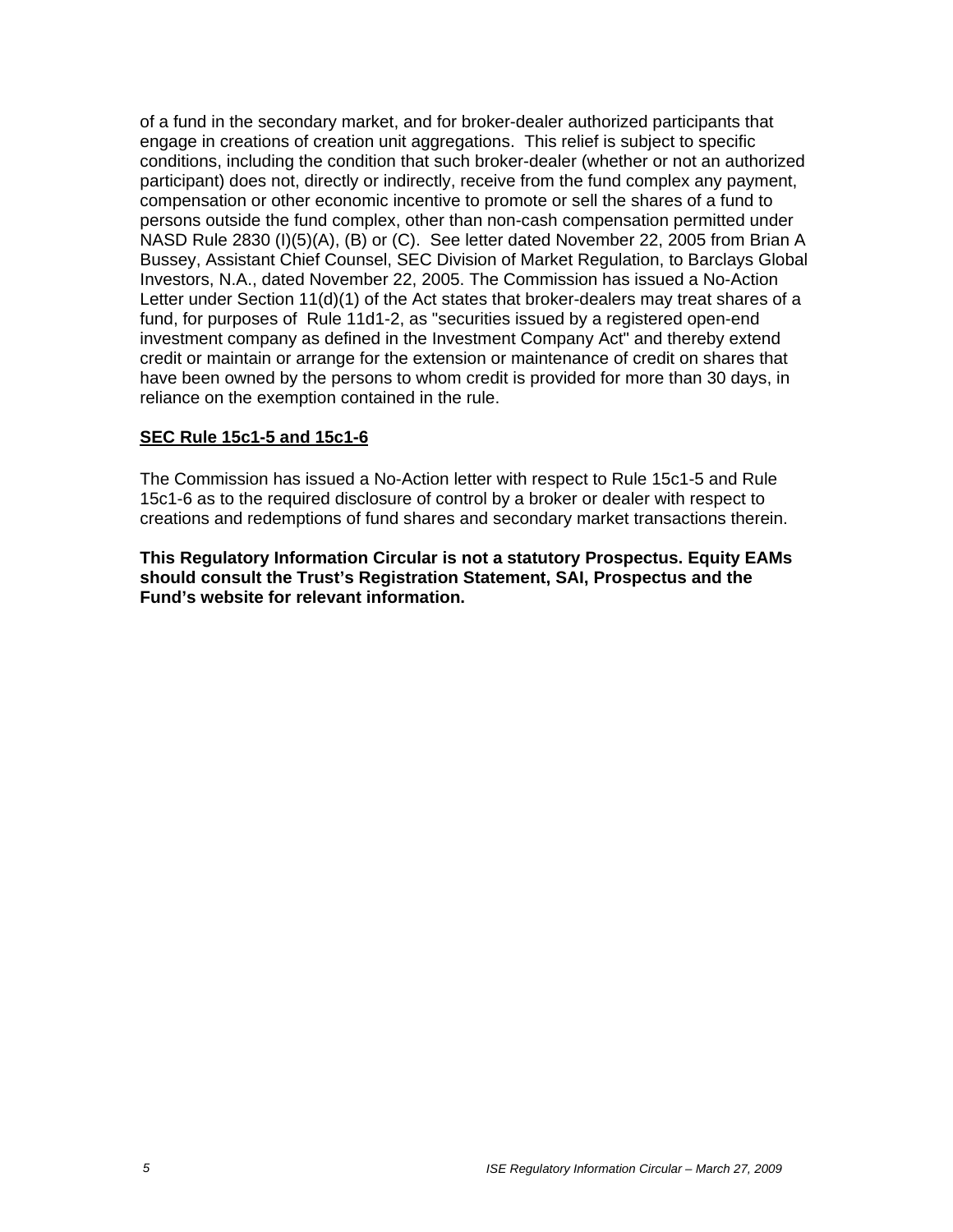of a fund in the secondary market, and for broker-dealer authorized participants that engage in creations of creation unit aggregations. This relief is subject to specific conditions, including the condition that such broker-dealer (whether or not an authorized participant) does not, directly or indirectly, receive from the fund complex any payment, compensation or other economic incentive to promote or sell the shares of a fund to persons outside the fund complex, other than non-cash compensation permitted under NASD Rule 2830 (I)(5)(A), (B) or (C). See letter dated November 22, 2005 from Brian A Bussey, Assistant Chief Counsel, SEC Division of Market Regulation, to Barclays Global Investors, N.A., dated November 22, 2005. The Commission has issued a No-Action Letter under Section 11(d)(1) of the Act states that broker-dealers may treat shares of a fund, for purposes of Rule 11d1-2, as "securities issued by a registered open-end investment company as defined in the Investment Company Act" and thereby extend credit or maintain or arrange for the extension or maintenance of credit on shares that have been owned by the persons to whom credit is provided for more than 30 days, in reliance on the exemption contained in the rule.

**SEC Rule 15c1-5 and 15c1-6**

The Commission has issued a No-Action letter with respect to Rule 15c1-5 and Rule 15c1-6 as to the required disclosure of control by a broker or dealer with respect to creations and redemptions of fund shares and secondary market transactions therein.

**This Regulatory Information Circular is not a statutory Prospectus. Equity EAMs should consult the Trust's Registration Statement, SAI, Prospectus and the Fund's website for relevant information.**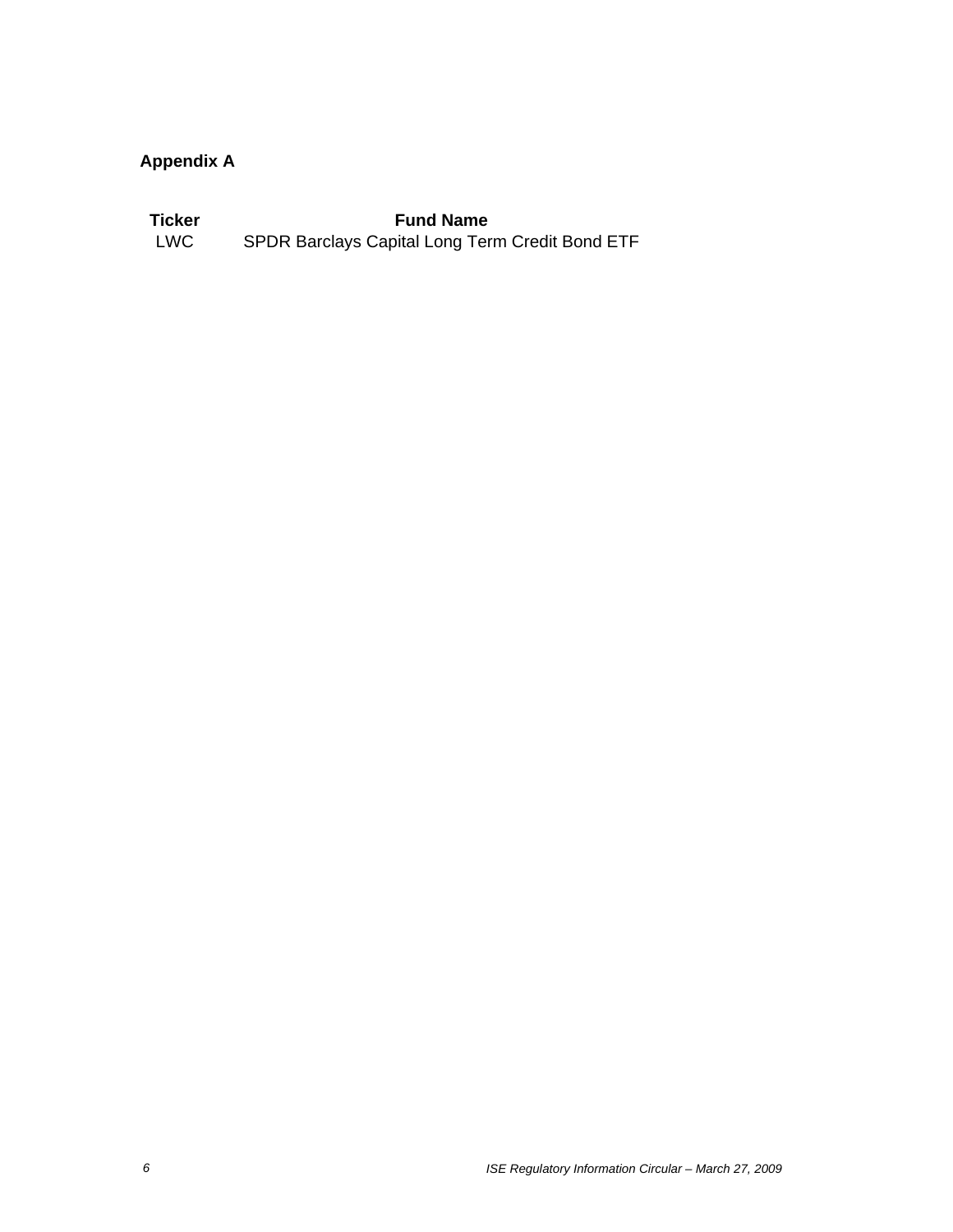**Appendix A**

| Ticker | Fund Name |
|---|---|
| LWC | SPDR Barclays Capital Long Term Credit Bond ETF |